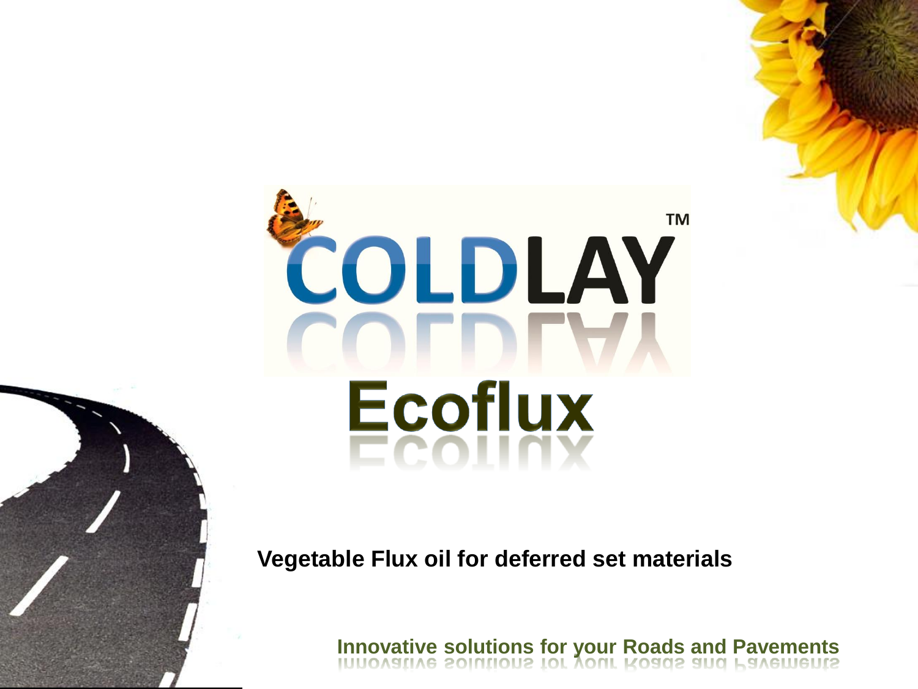# COLDLAY™

## Ecoflux

**Vegetable Flux oil for deferred set materials**

**Innovative solutions for your Roads and Pavements**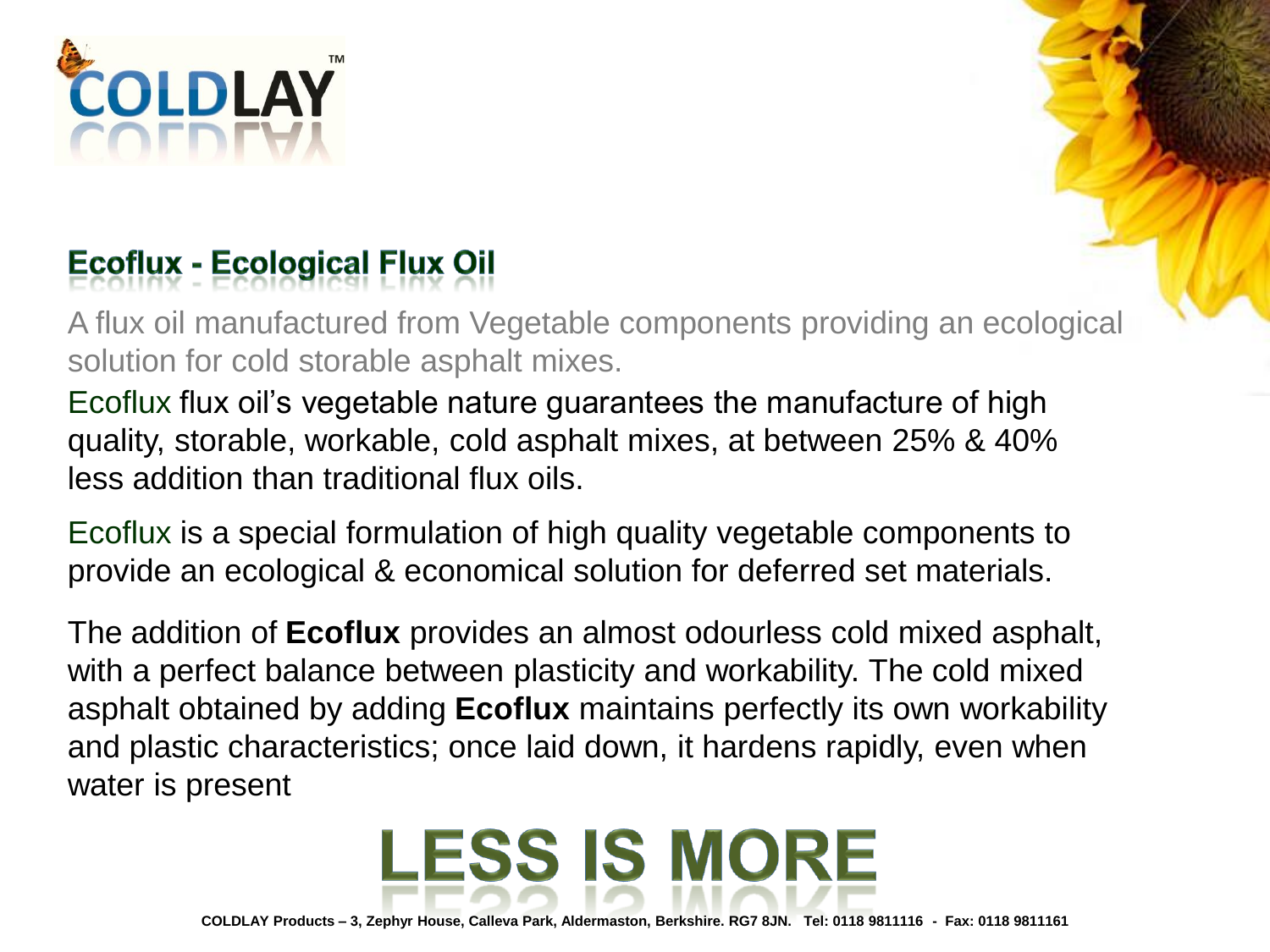COLDLAY™

## Ecoflux - Ecological Flux Oil

A flux oil manufactured from Vegetable components providing an ecological solution for cold storable asphalt mixes.

Ecoflux flux oil's vegetable nature guarantees the manufacture of high quality, storable, workable, cold asphalt mixes, at between 25% & 40% less addition than traditional flux oils.

Ecoflux is a special formulation of high quality vegetable components to provide an ecological & economical solution for deferred set materials.

The addition of **Ecoflux** provides an almost odourless cold mixed asphalt, with a perfect balance between plasticity and workability. The cold mixed asphalt obtained by adding **Ecoflux** maintains perfectly its own workability and plastic characteristics; once laid down, it hardens rapidly, even when water is present

# LESS IS MORE

**COLDLAY Products – 3, Zephyr House, Calleva Park, Aldermaston, Berkshire. RG7 8JN. Tel: 0118 9811116 - Fax: 0118 9811161**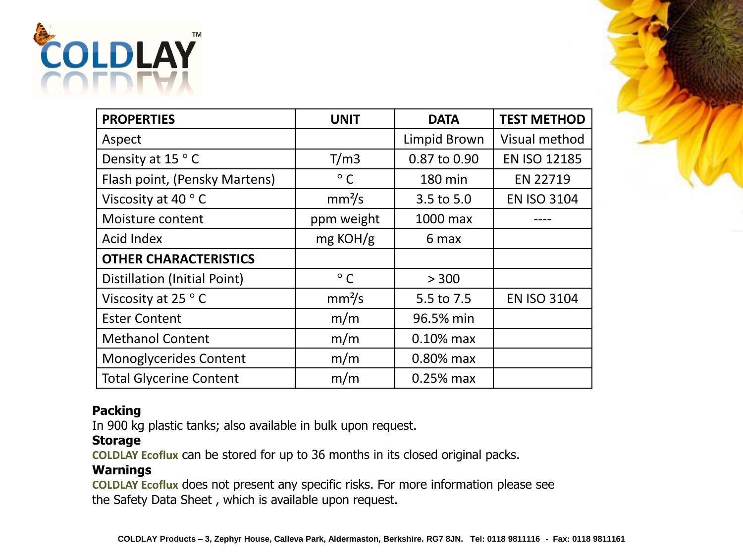# COLDLAY™

| PROPERTIES | UNIT | DATA | TEST METHOD |
|---|---|---|---|
| Aspect | | Limpid Brown | Visual method |
| Density at 15 ° C | T/m3 | 0.87 to 0.90 | EN ISO 12185 |
| Flash point, (Pensky Martens) | ° C | 180 min | EN 22719 |
| Viscosity at 40 ° C | mm²/s | 3.5 to 5.0 | EN ISO 3104 |
| Moisture content | ppm weight | 1000 max | ---- |
| Acid Index | mg KOH/g | 6 max | |
| **OTHER CHARACTERISTICS** | | | |
| Distillation (Initial Point) | ° C | > 300 | |
| Viscosity at 25 ° C | mm²/s | 5.5 to 7.5 | EN ISO 3104 |
| Ester Content | m/m | 96.5% min | |
| Methanol Content | m/m | 0.10% max | |
| Monoglycerides Content | m/m | 0.80% max | |
| Total Glycerine Content | m/m | 0.25% max | |

**Packing**

In 900 kg plastic tanks; also available in bulk upon request.

**Storage**

**COLDLAY Ecoflux** can be stored for up to 36 months in its closed original packs.

**Warnings**

**COLDLAY Ecoflux** does not present any specific risks. For more information please see the Safety Data Sheet , which is available upon request.

**COLDLAY Products – 3, Zephyr House, Calleva Park, Aldermaston, Berkshire. RG7 8JN. Tel: 0118 9811116 - Fax: 0118 9811161**